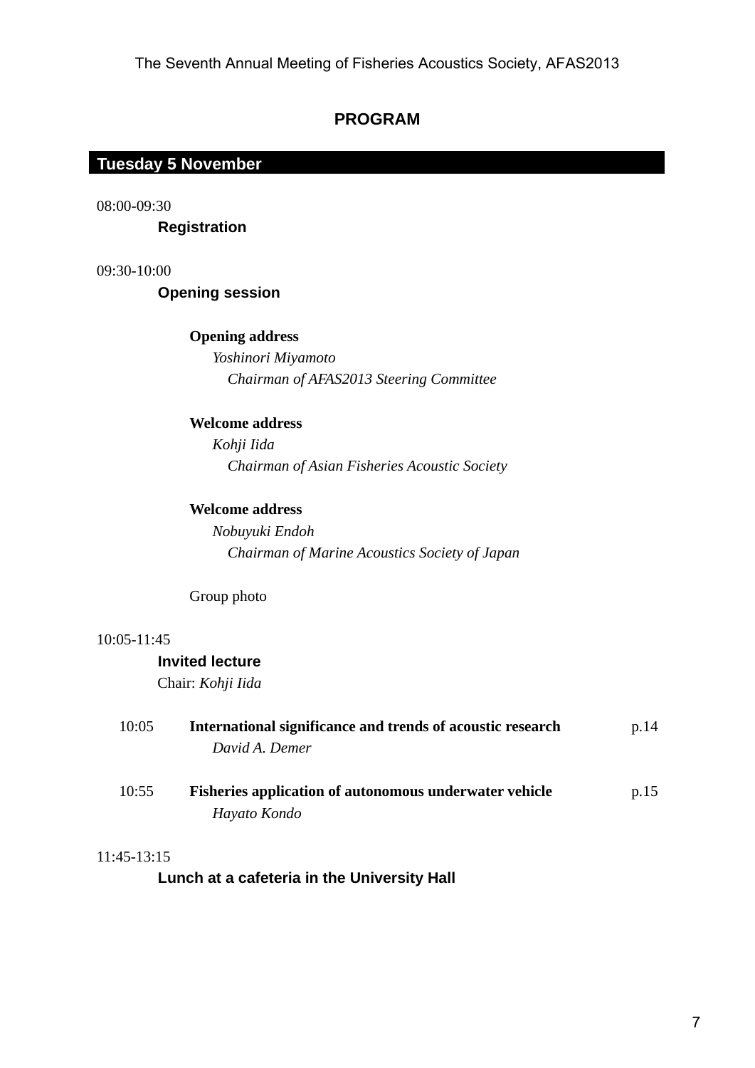# PROGRAM

## Tuesday 5 November

08:00-09:30

**Registration**

09:30-10:00

**Opening session**

**Opening address**
*Yoshinori Miyamoto*
*Chairman of AFAS2013 Steering Committee*

**Welcome address**
*Kohji Iida*
*Chairman of Asian Fisheries Acoustic Society*

**Welcome address**
*Nobuyuki Endoh*
*Chairman of Marine Acoustics Society of Japan*

Group photo

10:05-11:45

**Invited lecture**
Chair: *Kohji Iida*

10:05 **International significance and trends of acoustic research** p.14
*David A. Demer*

10:55 **Fisheries application of autonomous underwater vehicle** p.15
*Hayato Kondo*

11:45-13:15

**Lunch at a cafeteria in the University Hall**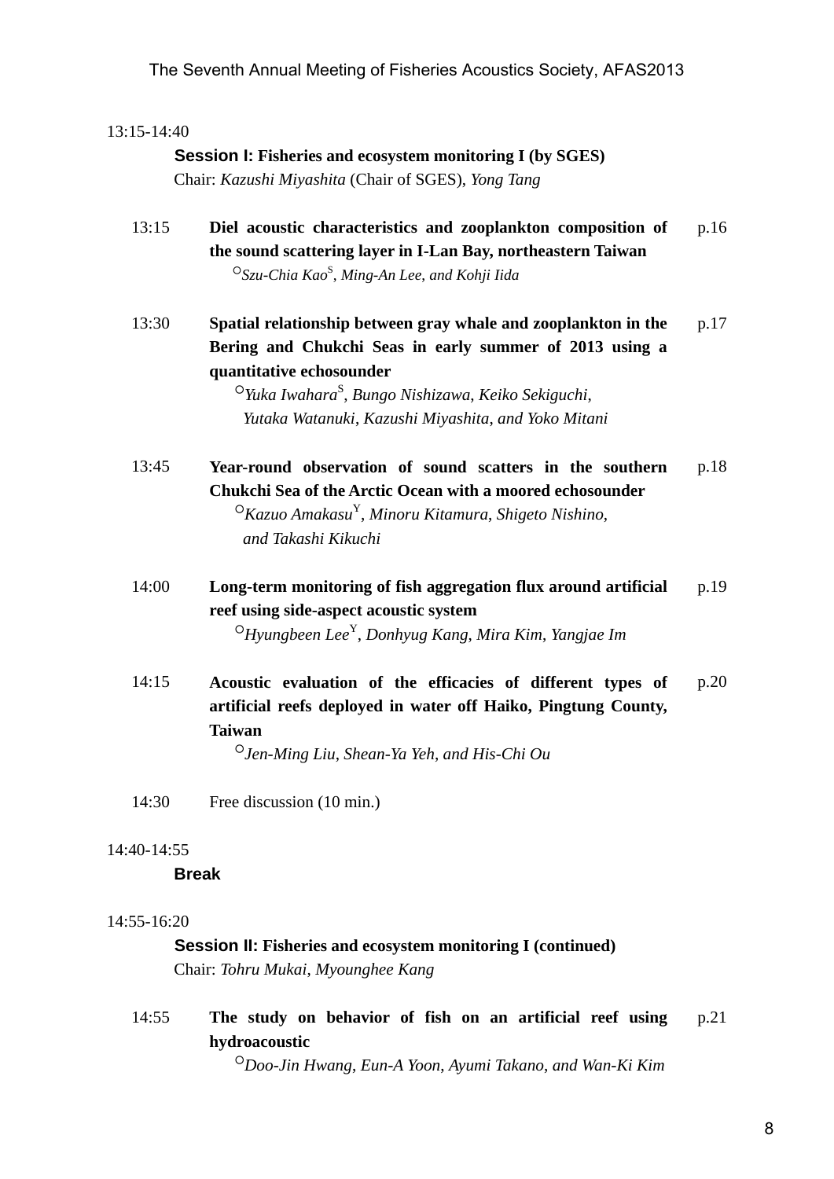13:15-14:40

**Session I: Fisheries and ecosystem monitoring I (by SGES)**
Chair: *Kazushi Miyashita* (Chair of SGES), *Yong Tang*

13:15 **Diel acoustic characteristics and zooplankton composition of the sound scattering layer in I-Lan Bay, northeastern Taiwan** p.16
○*Szu-Chia Kao*[S], *Ming-An Lee*, *and Kohji Iida*

13:30 **Spatial relationship between gray whale and zooplankton in the Bering and Chukchi Seas in early summer of 2013 using a quantitative echosounder** p.17
○*Yuka Iwahara*[S], *Bungo Nishizawa*, *Keiko Sekiguchi*, *Yutaka Watanuki*, *Kazushi Miyashita*, *and Yoko Mitani*

13:45 **Year-round observation of sound scatters in the southern Chukchi Sea of the Arctic Ocean with a moored echosounder** p.18
○*Kazuo Amakasu*[Y], *Minoru Kitamura*, *Shigeto Nishino*, *and Takashi Kikuchi*

14:00 **Long-term monitoring of fish aggregation flux around artificial reef using side-aspect acoustic system** p.19
○*Hyungbeen Lee*[Y], *Donhyug Kang*, *Mira Kim*, *Yangjae Im*

14:15 **Acoustic evaluation of the efficacies of different types of artificial reefs deployed in water off Haiko, Pingtung County, Taiwan** p.20
○*Jen-Ming Liu*, *Shean-Ya Yeh*, *and His-Chi Ou*

14:30 Free discussion (10 min.)

14:40-14:55

**Break**

14:55-16:20

**Session II: Fisheries and ecosystem monitoring I (continued)**
Chair: *Tohru Mukai*, *Myounghee Kang*

14:55 **The study on behavior of fish on an artificial reef using hydroacoustic** p.21
○*Doo-Jin Hwang*, *Eun-A Yoon*, *Ayumi Takano*, *and Wan-Ki Kim*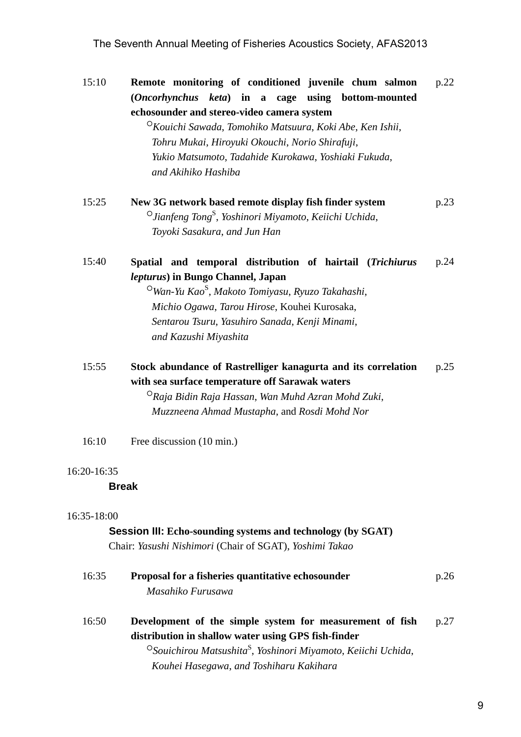15:10 **Remote monitoring of conditioned juvenile chum salmon (*Oncorhynchus keta*) in a cage using bottom-mounted echosounder and stereo-video camera system** p.22
○*Kouichi Sawada*, *Tomohiko Matsuura*, *Koki Abe*, *Ken Ishii*, *Tohru Mukai*, *Hiroyuki Okouchi*, *Norio Shirafuji*, *Yukio Matsumoto*, *Tadahide Kurokawa*, *Yoshiaki Fukuda*, *and Akihiko Hashiba*

15:25 **New 3G network based remote display fish finder system** p.23
○*Jianfeng Tong*[S], *Yoshinori Miyamoto*, *Keiichi Uchida*, *Toyoki Sasakura*, *and Jun Han*

15:40 **Spatial and temporal distribution of hairtail (*Trichiurus lepturus*) in Bungo Channel, Japan** p.24
○*Wan-Yu Kao*[S], *Makoto Tomiyasu*, *Ryuzo Takahashi*, *Michio Ogawa*, *Tarou Hirose*, Kouhei Kurosaka, *Sentarou Tsuru*, *Yasuhiro Sanada*, *Kenji Minami*, *and Kazushi Miyashita*

15:55 **Stock abundance of Rastrelliger kanagurta and its correlation with sea surface temperature off Sarawak waters** p.25
○*Raja Bidin Raja Hassan*, *Wan Muhd Azran Mohd Zuki*, *Muzzneena Ahmad Mustapha*, and *Rosdi Mohd Nor*

16:10 Free discussion (10 min.)

16:20-16:35

**Break**

16:35-18:00

**Session III: Echo-sounding systems and technology (by SGAT)**
Chair: *Yasushi Nishimori* (Chair of SGAT), *Yoshimi Takao*

16:35 **Proposal for a fisheries quantitative echosounder** p.26
*Masahiko Furusawa*

16:50 **Development of the simple system for measurement of fish distribution in shallow water using GPS fish-finder** p.27
○*Souichirou Matsushita*[S], *Yoshinori Miyamoto*, *Keiichi Uchida*, *Kouhei Hasegawa*, *and Toshiharu Kakihara*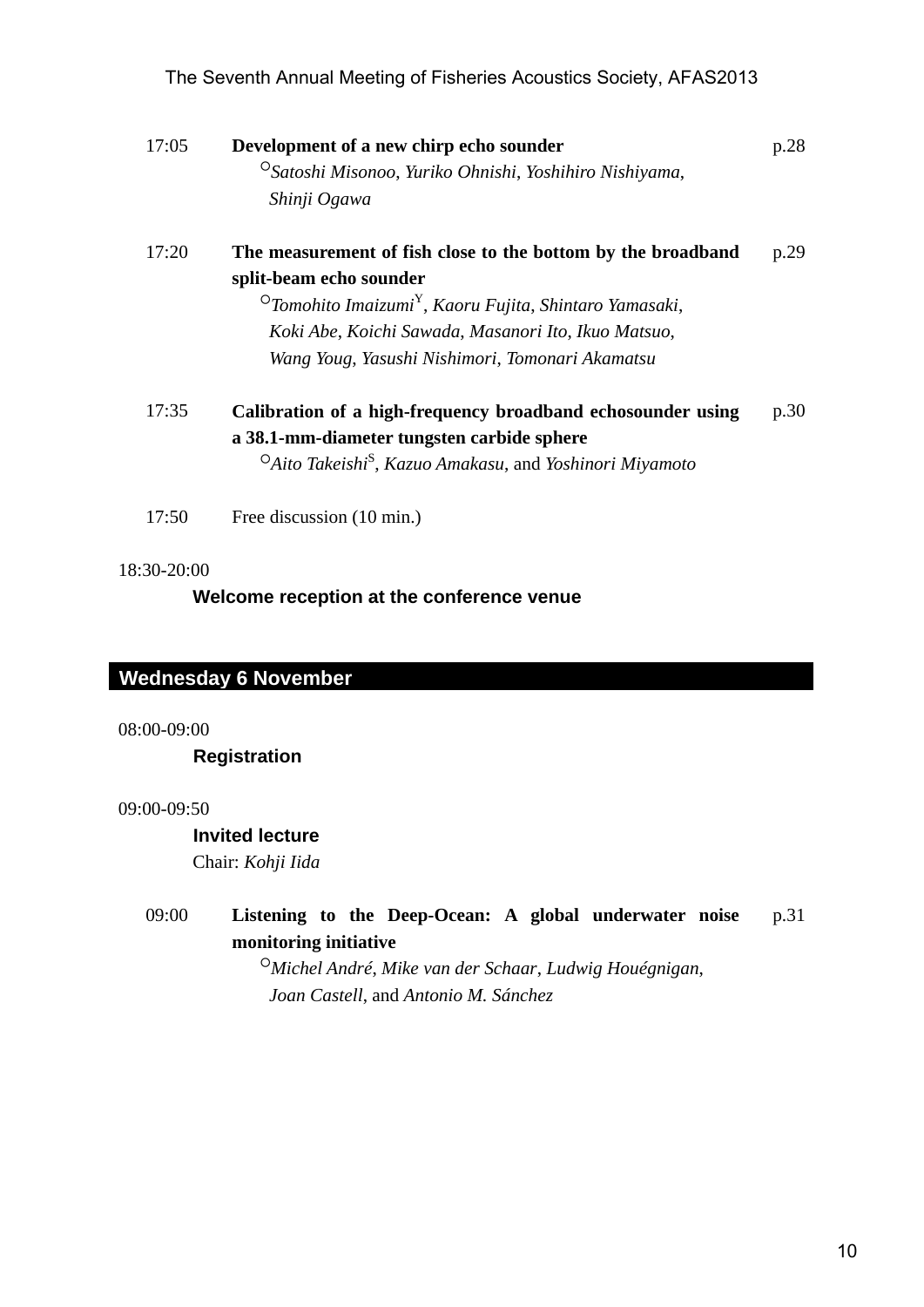17:05 **Development of a new chirp echo sounder** p.28
○*Satoshi Misonoo*, *Yuriko Ohnishi*, *Yoshihiro Nishiyama*, *Shinji Ogawa*

17:20 **The measurement of fish close to the bottom by the broadband split-beam echo sounder** p.29
○*Tomohito Imaizumi*[Y], *Kaoru Fujita*, *Shintaro Yamasaki*, *Koki Abe*, *Koichi Sawada*, *Masanori Ito*, *Ikuo Matsuo*, *Wang Youg*, *Yasushi Nishimori*, *Tomonari Akamatsu*

17:35 **Calibration of a high-frequency broadband echosounder using a 38.1-mm-diameter tungsten carbide sphere** p.30
○*Aito Takeishi*[S], *Kazuo Amakasu*, and *Yoshinori Miyamoto*

17:50 Free discussion (10 min.)

18:30-20:00

**Welcome reception at the conference venue**

## Wednesday 6 November

08:00-09:00

**Registration**

09:00-09:50

**Invited lecture**

Chair: *Kohji Iida*

09:00 **Listening to the Deep-Ocean: A global underwater noise monitoring initiative** p.31
○*Michel André*, *Mike van der Schaar*, *Ludwig Houégnigan*, *Joan Castell*, and *Antonio M. Sánchez*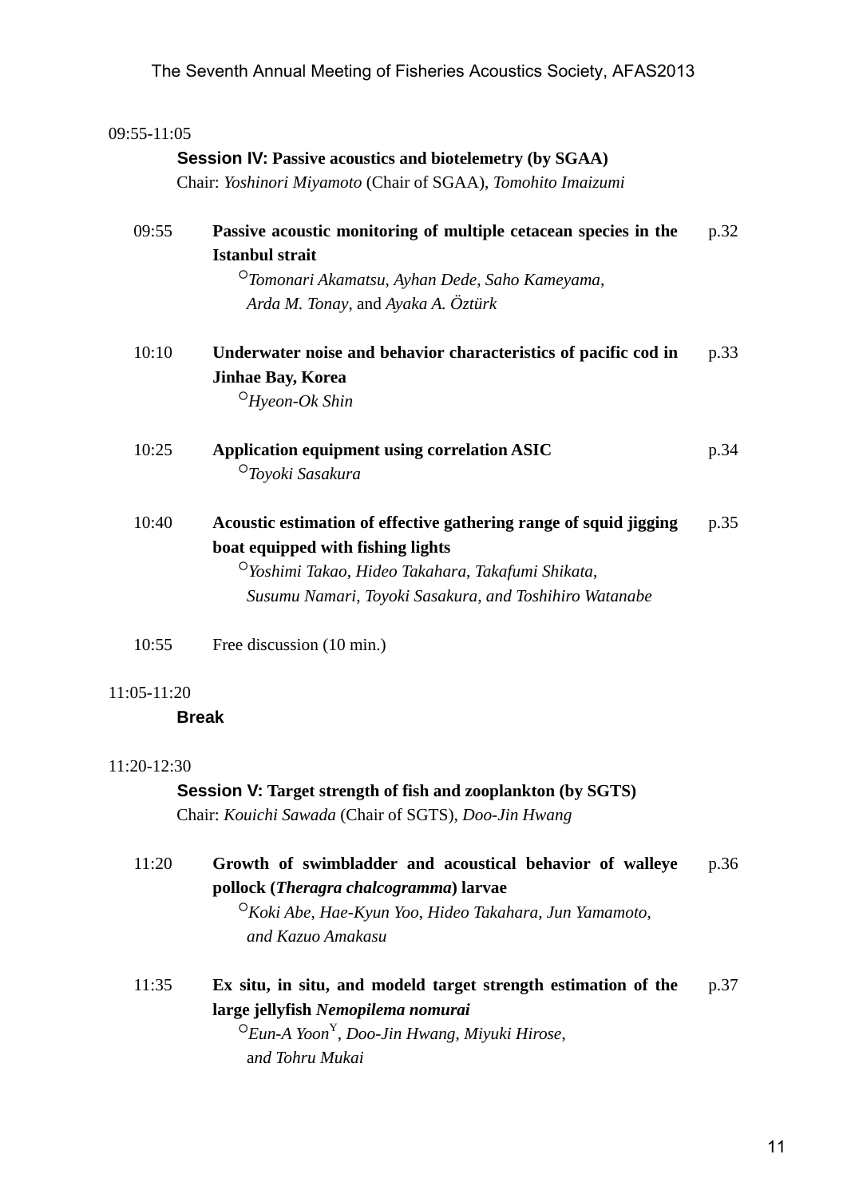09:55-11:05

**Session IV: Passive acoustics and biotelemetry (by SGAA)**
Chair: *Yoshinori Miyamoto* (Chair of SGAA), *Tomohito Imaizumi*

09:55 **Passive acoustic monitoring of multiple cetacean species in the Istanbul strait** p.32
○*Tomonari Akamatsu*, *Ayhan Dede*, *Saho Kameyama*, *Arda M. Tonay*, and *Ayaka A. Öztürk*

10:10 **Underwater noise and behavior characteristics of pacific cod in Jinhae Bay, Korea** p.33
○*Hyeon-Ok Shin*

10:25 **Application equipment using correlation ASIC** p.34
○*Toyoki Sasakura*

10:40 **Acoustic estimation of effective gathering range of squid jigging boat equipped with fishing lights** p.35
○*Yoshimi Takao*, *Hideo Takahara*, *Takafumi Shikata*, *Susumu Namari*, *Toyoki Sasakura*, *and Toshihiro Watanabe*

10:55 Free discussion (10 min.)

11:05-11:20

**Break**

11:20-12:30

**Session V: Target strength of fish and zooplankton (by SGTS)**
Chair: *Kouichi Sawada* (Chair of SGTS), *Doo-Jin Hwang*

11:20 **Growth of swimbladder and acoustical behavior of walleye pollock (*Theragra chalcogramma*) larvae** p.36
○*Koki Abe*, *Hae-Kyun Yoo*, *Hideo Takahara*, *Jun Yamamoto*, *and Kazuo Amakasu*

11:35 **Ex situ, in situ, and modeld target strength estimation of the large jellyfish *Nemopilema nomurai*** p.37
○*Eun-A Yoon*[Y], *Doo-Jin Hwang*, *Miyuki Hirose*, and *Tohru Mukai*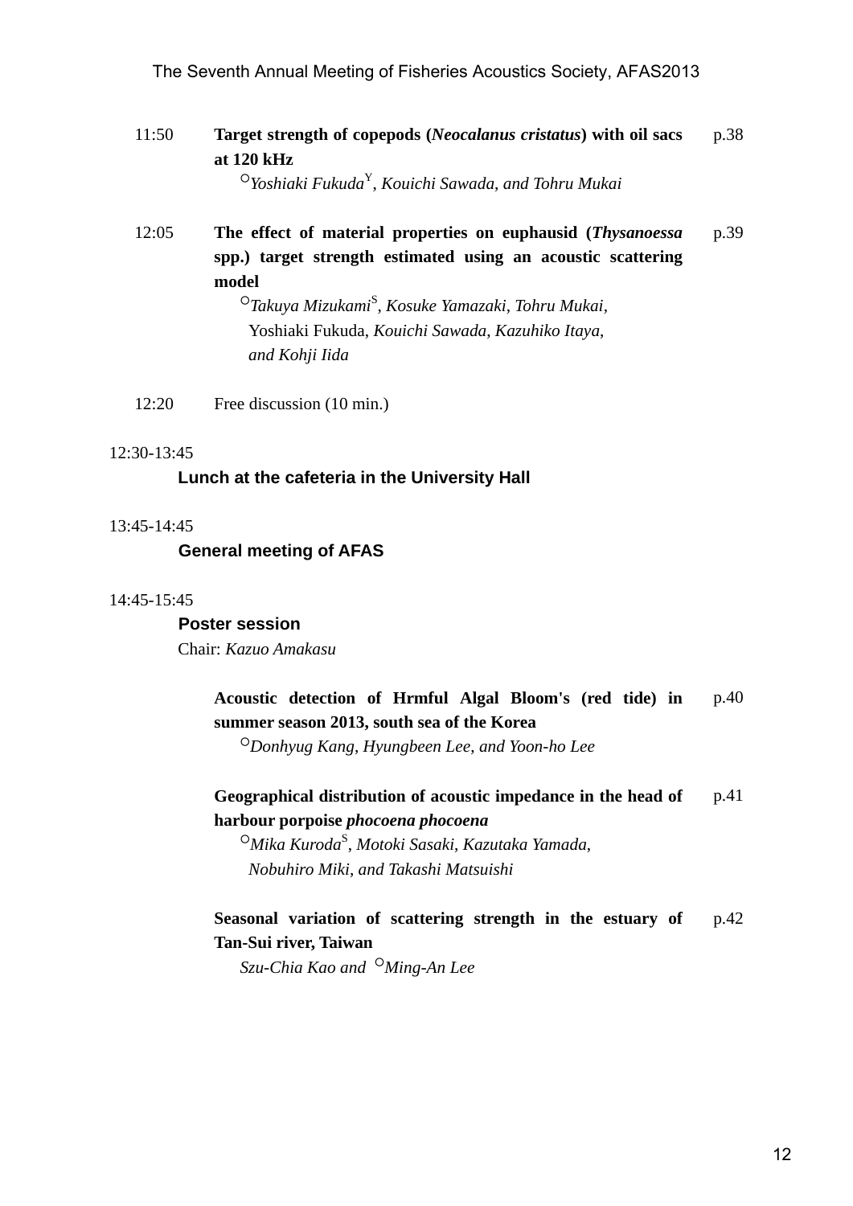11:50 **Target strength of copepods (*Neocalanus cristatus*) with oil sacs at 120 kHz** p.38
○*Yoshiaki Fukuda*[Y], *Kouichi Sawada, and Tohru Mukai*

12:05 **The effect of material properties on euphausid (*Thysanoessa* spp.) target strength estimated using an acoustic scattering model** p.39
○*Takuya Mizukami*[S], *Kosuke Yamazaki, Tohru Mukai*, Yoshiaki Fukuda, *Kouichi Sawada, Kazuhiko Itaya, and Kohji Iida*

12:20 Free discussion (10 min.)

12:30-13:45

**Lunch at the cafeteria in the University Hall**

13:45-14:45

**General meeting of AFAS**

14:45-15:45

**Poster session**

Chair: *Kazuo Amakasu*

**Acoustic detection of Hrmful Algal Bloom's (red tide) in summer season 2013, south sea of the Korea** p.40
○*Donhyug Kang, Hyungbeen Lee, and Yoon-ho Lee*

**Geographical distribution of acoustic impedance in the head of harbour porpoise *phocoena phocoena*** p.41
○*Mika Kuroda*[S], *Motoki Sasaki, Kazutaka Yamada, Nobuhiro Miki, and Takashi Matsuishi*

**Seasonal variation of scattering strength in the estuary of Tan-Sui river, Taiwan** p.42
*Szu-Chia Kao and* ○*Ming-An Lee*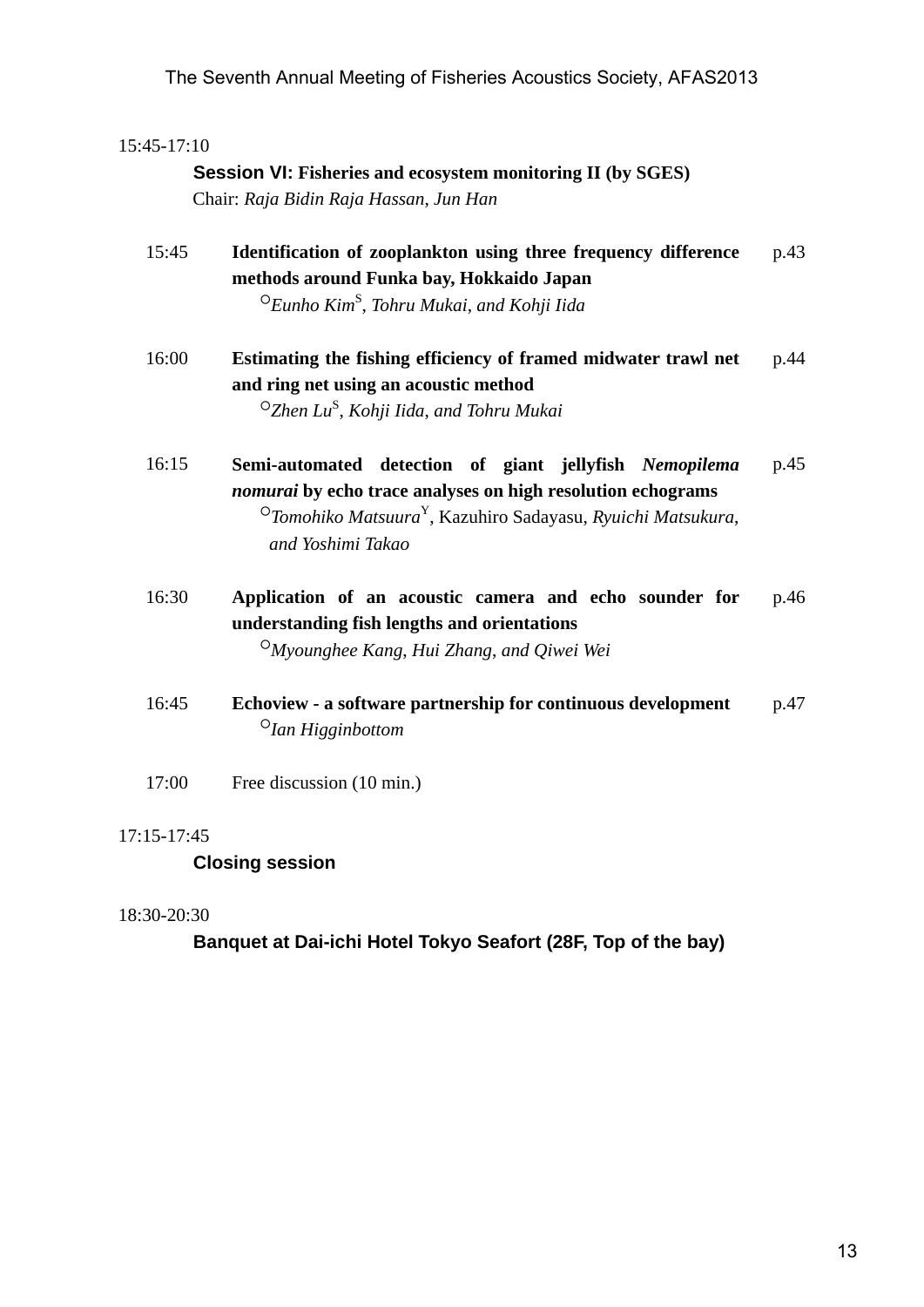15:45-17:10

**Session VI: Fisheries and ecosystem monitoring II (by SGES)**

Chair: *Raja Bidin Raja Hassan*, *Jun Han*

| | | |
|---|---|---|
| 15:45 | **Identification of zooplankton using three frequency difference methods around Funka bay, Hokkaido Japan**<br>○*Eunho Kim*[S], *Tohru Mukai*, *and Kohji Iida* | p.43 |
| 16:00 | **Estimating the fishing efficiency of framed midwater trawl net and ring net using an acoustic method**<br>○*Zhen Lu*[S], *Kohji Iida*, *and Tohru Mukai* | p.44 |
| 16:15 | **Semi-automated detection of giant jellyfish *Nemopilema nomurai* by echo trace analyses on high resolution echograms**<br>○*Tomohiko Matsuura*[Y], Kazuhiro Sadayasu, *Ryuichi Matsukura*, *and Yoshimi Takao* | p.45 |
| 16:30 | **Application of an acoustic camera and echo sounder for understanding fish lengths and orientations**<br>○*Myounghee Kang*, *Hui Zhang*, *and Qiwei Wei* | p.46 |
| 16:45 | **Echoview - a software partnership for continuous development**<br>○*Ian Higginbottom* | p.47 |
| 17:00 | Free discussion (10 min.) | |

17:15-17:45

**Closing session**

18:30-20:30

**Banquet at Dai-ichi Hotel Tokyo Seafort (28F, Top of the bay)**